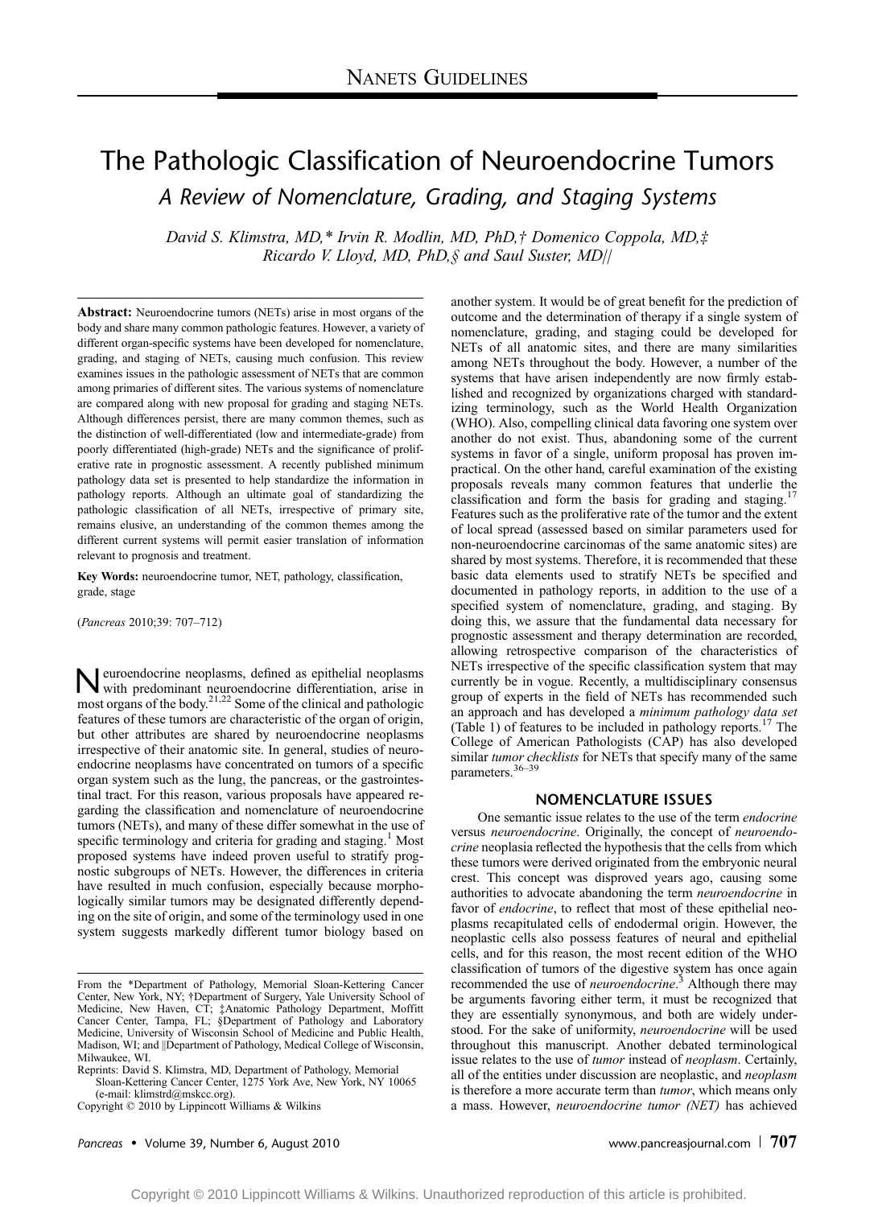NANETS GUIDELINES

# The Pathologic Classification of Neuroendocrine Tumors

## A Review of Nomenclature, Grading, and Staging Systems

*David S. Klimstra, MD,\* Irvin R. Modlin, MD, PhD,† Domenico Coppola, MD,‡ Ricardo V. Lloyd, MD, PhD,§ and Saul Suster, MD||*

**Abstract:** Neuroendocrine tumors (NETs) arise in most organs of the body and share many common pathologic features. However, a variety of different organ-specific systems have been developed for nomenclature, grading, and staging of NETs, causing much confusion. This review examines issues in the pathologic assessment of NETs that are common among primaries of different sites. The various systems of nomenclature are compared along with new proposal for grading and staging NETs. Although differences persist, there are many common themes, such as the distinction of well-differentiated (low and intermediate-grade) from poorly differentiated (high-grade) NETs and the significance of proliferative rate in prognostic assessment. A recently published minimum pathology data set is presented to help standardize the information in pathology reports. Although an ultimate goal of standardizing the pathologic classification of all NETs, irrespective of primary site, remains elusive, an understanding of the common themes among the different current systems will permit easier translation of information relevant to prognosis and treatment.

**Key Words:** neuroendocrine tumor, NET, pathology, classification, grade, stage

(*Pancreas* 2010;39: 707–712)

Neuroendocrine neoplasms, defined as epithelial neoplasms with predominant neuroendocrine differentiation, arise in most organs of the body.[21,22] Some of the clinical and pathologic features of these tumors are characteristic of the organ of origin, but other attributes are shared by neuroendocrine neoplasms irrespective of their anatomic site. In general, studies of neuroendocrine neoplasms have concentrated on tumors of a specific organ system such as the lung, the pancreas, or the gastrointestinal tract. For this reason, various proposals have appeared regarding the classification and nomenclature of neuroendocrine tumors (NETs), and many of these differ somewhat in the use of specific terminology and criteria for grading and staging.[1] Most proposed systems have indeed proven useful to stratify prognostic subgroups of NETs. However, the differences in criteria have resulted in much confusion, especially because morphologically similar tumors may be designated differently depending on the site of origin, and some of the terminology used in one system suggests markedly different tumor biology based on another system. It would be of great benefit for the prediction of outcome and the determination of therapy if a single system of nomenclature, grading, and staging could be developed for NETs of all anatomic sites, and there are many similarities among NETs throughout the body. However, a number of the systems that have arisen independently are now firmly established and recognized by organizations charged with standardizing terminology, such as the World Health Organization (WHO). Also, compelling clinical data favoring one system over another do not exist. Thus, abandoning some of the current systems in favor of a single, uniform proposal has proven impractical. On the other hand, careful examination of the existing proposals reveals many common features that underlie the classification and form the basis for grading and staging.[17] Features such as the proliferative rate of the tumor and the extent of local spread (assessed based on similar parameters used for non-neuroendocrine carcinomas of the same anatomic sites) are shared by most systems. Therefore, it is recommended that these basic data elements used to stratify NETs be specified and documented in pathology reports, in addition to the use of a specified system of nomenclature, grading, and staging. By doing this, we assure that the fundamental data necessary for prognostic assessment and therapy determination are recorded, allowing retrospective comparison of the characteristics of NETs irrespective of the specific classification system that may currently be in vogue. Recently, a multidisciplinary consensus group of experts in the field of NETs has recommended such an approach and has developed a *minimum pathology data set* (Table 1) of features to be included in pathology reports.[17] The College of American Pathologists (CAP) has also developed similar *tumor checklists* for NETs that specify many of the same parameters.[36–39]

## NOMENCLATURE ISSUES

One semantic issue relates to the use of the term *endocrine* versus *neuroendocrine*. Originally, the concept of *neuroendocrine* neoplasia reflected the hypothesis that the cells from which these tumors were derived originated from the embryonic neural crest. This concept was disproved years ago, causing some authorities to advocate abandoning the term *neuroendocrine* in favor of *endocrine*, to reflect that most of these epithelial neoplasms recapitulated cells of endodermal origin. However, the neoplastic cells also possess features of neural and epithelial cells, and for this reason, the most recent edition of the WHO classification of tumors of the digestive system has once again recommended the use of *neuroendocrine*.[3] Although there may be arguments favoring either term, it must be recognized that they are essentially synonymous, and both are widely understood. For the sake of uniformity, *neuroendocrine* will be used throughout this manuscript. Another debated terminological issue relates to the use of *tumor* instead of *neoplasm*. Certainly, all of the entities under discussion are neoplastic, and *neoplasm* is therefore a more accurate term than *tumor*, which means only a mass. However, *neuroendocrine tumor (NET)* has achieved

From the \*Department of Pathology, Memorial Sloan-Kettering Cancer Center, New York, NY; †Department of Surgery, Yale University School of Medicine, New Haven, CT; ‡Anatomic Pathology Department, Moffitt Cancer Center, Tampa, FL; §Department of Pathology and Laboratory Medicine, University of Wisconsin School of Medicine and Public Health, Madison, WI; and ||Department of Pathology, Medical College of Wisconsin, Milwaukee, WI.

Reprints: David S. Klimstra, MD, Department of Pathology, Memorial Sloan-Kettering Cancer Center, 1275 York Ave, New York, NY 10065 (e-mail: klimstrd@mskcc.org).

Copyright © 2010 by Lippincott Williams & Wilkins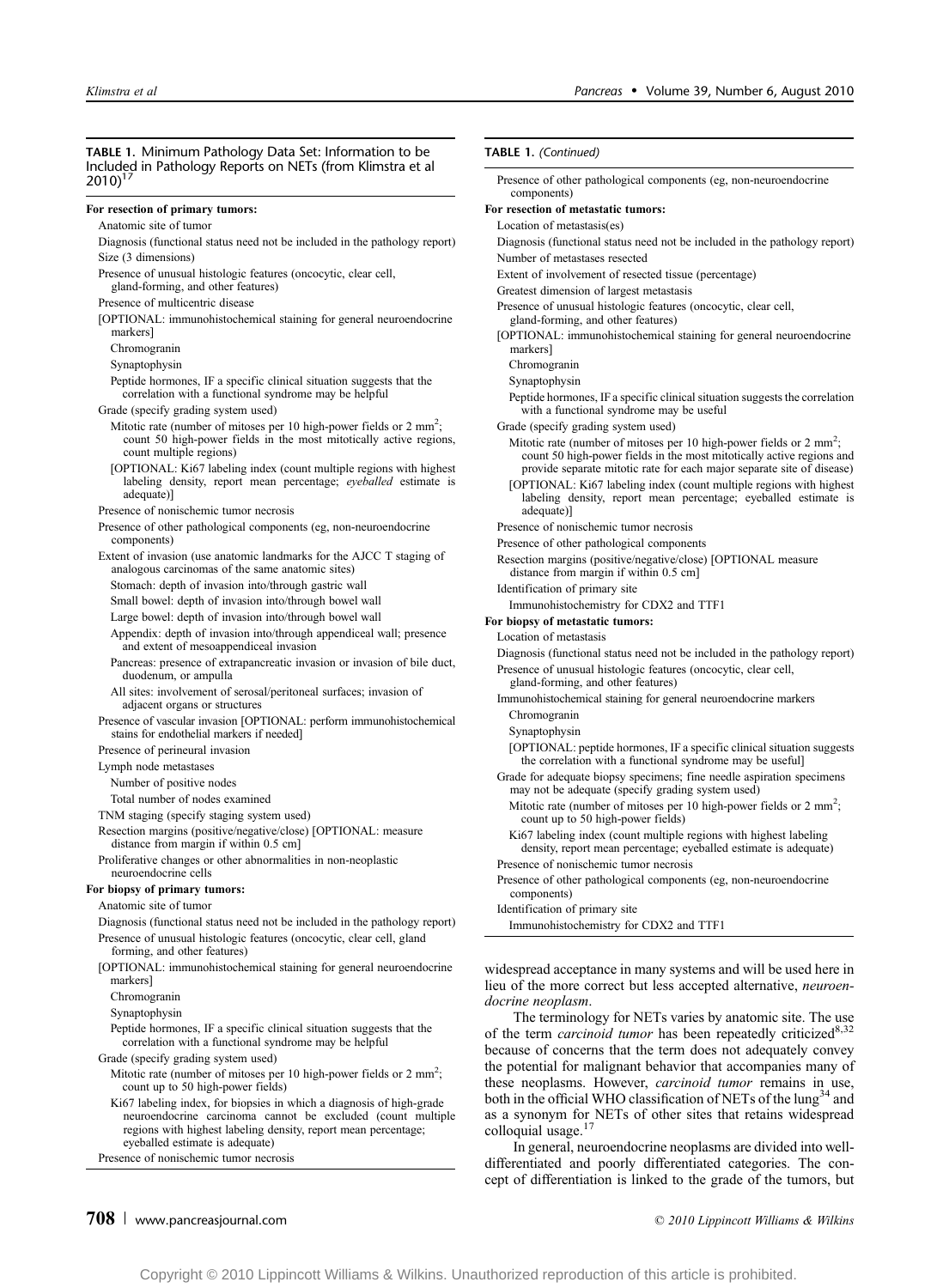**TABLE 1.** Minimum Pathology Data Set: Information to be Included in Pathology Reports on NETs (from Klimstra et al 2010)[17]

**For resection of primary tumors:**

- Anatomic site of tumor
- Diagnosis (functional status need not be included in the pathology report)
- Size (3 dimensions)
- Presence of unusual histologic features (oncocytic, clear cell, gland-forming, and other features)
- Presence of multicentric disease
- [OPTIONAL: immunohistochemical staining for general neuroendocrine markers]
  - Chromogranin
  - Synaptophysin
  - Peptide hormones, IF a specific clinical situation suggests that the correlation with a functional syndrome may be helpful
- Grade (specify grading system used)
  - Mitotic rate (number of mitoses per 10 high-power fields or 2 mm$^2$; count 50 high-power fields in the most mitotically active regions, count multiple regions)
  - [OPTIONAL: Ki67 labeling index (count multiple regions with highest labeling density, report mean percentage; *eyeballed* estimate is adequate)]
- Presence of nonischemic tumor necrosis
- Presence of other pathological components (eg, non-neuroendocrine components)
- Extent of invasion (use anatomic landmarks for the AJCC T staging of analogous carcinomas of the same anatomic sites)
  - Stomach: depth of invasion into/through gastric wall
  - Small bowel: depth of invasion into/through bowel wall
  - Large bowel: depth of invasion into/through bowel wall
  - Appendix: depth of invasion into/through appendiceal wall; presence and extent of mesoappendiceal invasion
  - Pancreas: presence of extrapancreatic invasion or invasion of bile duct, duodenum, or ampulla
  - All sites: involvement of serosal/peritoneal surfaces; invasion of adjacent organs or structures
- Presence of vascular invasion [OPTIONAL: perform immunohistochemical stains for endothelial markers if needed]
- Presence of perineural invasion
- Lymph node metastases
  - Number of positive nodes
  - Total number of nodes examined
- TNM staging (specify staging system used)
- Resection margins (positive/negative/close) [OPTIONAL: measure distance from margin if within 0.5 cm]
- Proliferative changes or other abnormalities in non-neoplastic neuroendocrine cells

**For biopsy of primary tumors:**

- Anatomic site of tumor
- Diagnosis (functional status need not be included in the pathology report)
- Presence of unusual histologic features (oncocytic, clear cell, gland forming, and other features)
- [OPTIONAL: immunohistochemical staining for general neuroendocrine markers]
  - Chromogranin
  - Synaptophysin
  - Peptide hormones, IF a specific clinical situation suggests that the correlation with a functional syndrome may be helpful
- Grade (specify grading system used)
  - Mitotic rate (number of mitoses per 10 high-power fields or 2 mm$^2$; count up to 50 high-power fields)
  - Ki67 labeling index, for biopsies in which a diagnosis of high-grade neuroendocrine carcinoma cannot be excluded (count multiple regions with highest labeling density, report mean percentage; eyeballed estimate is adequate)
- Presence of nonischemic tumor necrosis
- Presence of other pathological components (eg, non-neuroendocrine components)

**For resection of metastatic tumors:**

- Location of metastasis(es)
- Diagnosis (functional status need not be included in the pathology report)
- Number of metastases resected
- Extent of involvement of resected tissue (percentage)
- Greatest dimension of largest metastasis
- Presence of unusual histologic features (oncocytic, clear cell, gland-forming, and other features)
- [OPTIONAL: immunohistochemical staining for general neuroendocrine markers]
  - Chromogranin
  - Synaptophysin
  - Peptide hormones, IF a specific clinical situation suggests the correlation with a functional syndrome may be useful
- Grade (specify grading system used)
  - Mitotic rate (number of mitoses per 10 high-power fields or 2 mm$^2$; count 50 high-power fields in the most mitotically active regions and provide separate mitotic rate for each major separate site of disease)
  - [OPTIONAL: Ki67 labeling index (count multiple regions with highest labeling density, report mean percentage; eyeballed estimate is adequate)]
- Presence of nonischemic tumor necrosis
- Presence of other pathological components
- Resection margins (positive/negative/close) [OPTIONAL measure distance from margin if within 0.5 cm]
- Identification of primary site
  - Immunohistochemistry for CDX2 and TTF1

**For biopsy of metastatic tumors:**

- Location of metastasis
- Diagnosis (functional status need not be included in the pathology report)
- Presence of unusual histologic features (oncocytic, clear cell, gland-forming, and other features)
- Immunohistochemical staining for general neuroendocrine markers
  - Chromogranin
  - Synaptophysin
  - [OPTIONAL: peptide hormones, IF a specific clinical situation suggests the correlation with a functional syndrome may be useful]
- Grade for adequate biopsy specimens; fine needle aspiration specimens may not be adequate (specify grading system used)
  - Mitotic rate (number of mitoses per 10 high-power fields or 2 mm$^2$; count up to 50 high-power fields)
  - Ki67 labeling index (count multiple regions with highest labeling density, report mean percentage; eyeballed estimate is adequate)
- Presence of nonischemic tumor necrosis
- Presence of other pathological components (eg, non-neuroendocrine components)
- Identification of primary site
  - Immunohistochemistry for CDX2 and TTF1

widespread acceptance in many systems and will be used here in lieu of the more correct but less accepted alternative, *neuroendocrine neoplasm*.

The terminology for NETs varies by anatomic site. The use of the term *carcinoid tumor* has been repeatedly criticized[8,32] because of concerns that the term does not adequately convey the potential for malignant behavior that accompanies many of these neoplasms. However, *carcinoid tumor* remains in use, both in the official WHO classification of NETs of the lung[34] and as a synonym for NETs of other sites that retains widespread colloquial usage.[17]

In general, neuroendocrine neoplasms are divided into well-differentiated and poorly differentiated categories. The concept of differentiation is linked to the grade of the tumors, but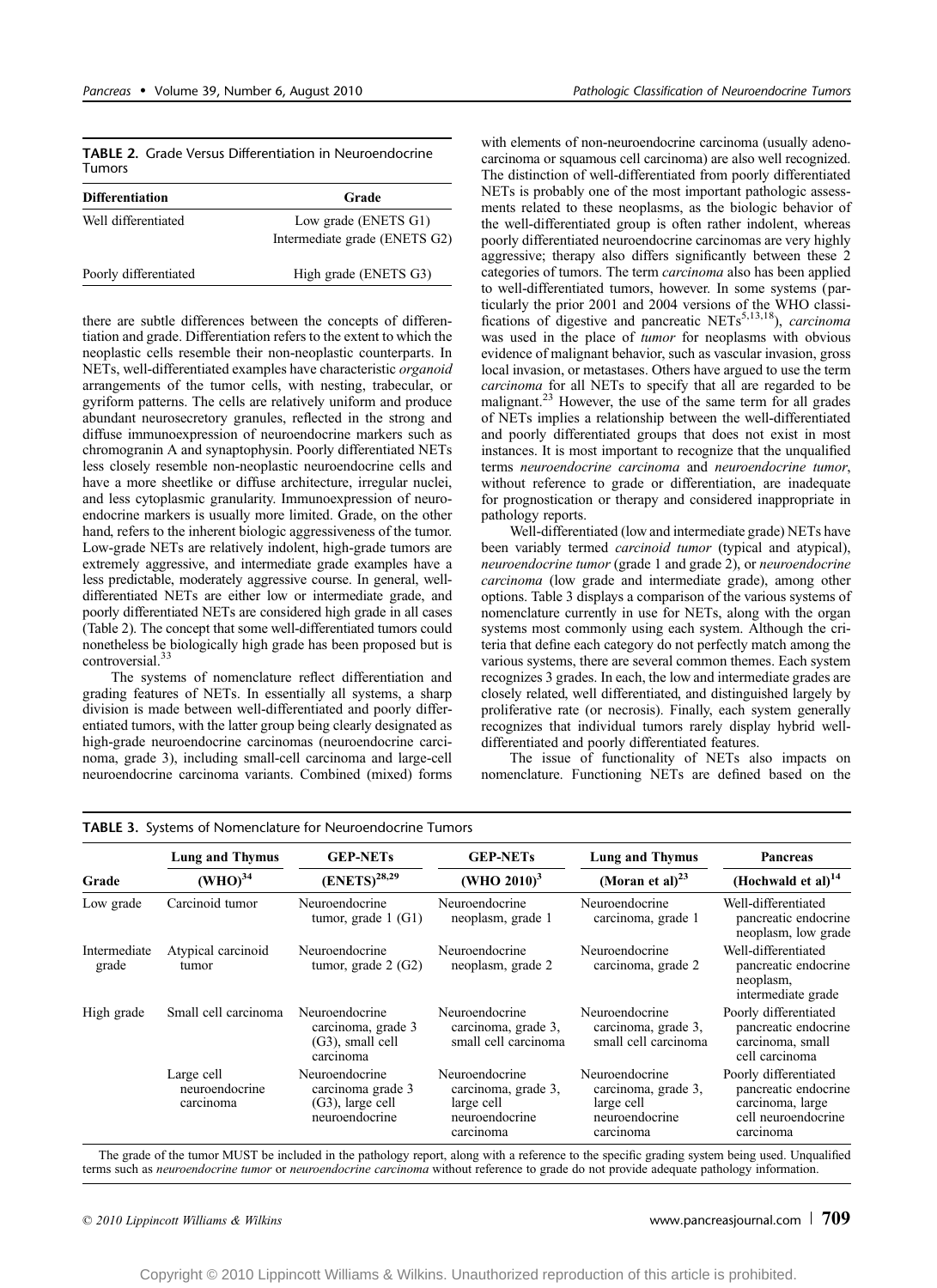**TABLE 2.** Grade Versus Differentiation in Neuroendocrine Tumors

| Differentiation | Grade |
|---|---|
| Well differentiated | Low grade (ENETS G1) Intermediate grade (ENETS G2) |
| Poorly differentiated | High grade (ENETS G3) |

there are subtle differences between the concepts of differentiation and grade. Differentiation refers to the extent to which the neoplastic cells resemble their non-neoplastic counterparts. In NETs, well-differentiated examples have characteristic *organoid* arrangements of the tumor cells, with nesting, trabecular, or gyriform patterns. The cells are relatively uniform and produce abundant neurosecretory granules, reflected in the strong and diffuse immunoexpression of neuroendocrine markers such as chromogranin A and synaptophysin. Poorly differentiated NETs less closely resemble non-neoplastic neuroendocrine cells and have a more sheetlike or diffuse architecture, irregular nuclei, and less cytoplasmic granularity. Immunoexpression of neuroendocrine markers is usually more limited. Grade, on the other hand, refers to the inherent biologic aggressiveness of the tumor. Low-grade NETs are relatively indolent, high-grade tumors are extremely aggressive, and intermediate grade examples have a less predictable, moderately aggressive course. In general, well-differentiated NETs are either low or intermediate grade, and poorly differentiated NETs are considered high grade in all cases (Table 2). The concept that some well-differentiated tumors could nonetheless be biologically high grade has been proposed but is controversial.[33]

The systems of nomenclature reflect differentiation and grading features of NETs. In essentially all systems, a sharp division is made between well-differentiated and poorly differentiated tumors, with the latter group being clearly designated as high-grade neuroendocrine carcinomas (neuroendocrine carcinoma, grade 3), including small-cell carcinoma and large-cell neuroendocrine carcinoma variants. Combined (mixed) forms with elements of non-neuroendocrine carcinoma (usually adenocarcinoma or squamous cell carcinoma) are also well recognized. The distinction of well-differentiated from poorly differentiated NETs is probably one of the most important pathologic assessments related to these neoplasms, as the biologic behavior of the well-differentiated group is often rather indolent, whereas poorly differentiated neuroendocrine carcinomas are very highly aggressive; therapy also differs significantly between these 2 categories of tumors. The term *carcinoma* also has been applied to well-differentiated tumors, however. In some systems (particularly the prior 2001 and 2004 versions of the WHO classifications of digestive and pancreatic NETs[5,13,18]), *carcinoma* was used in the place of *tumor* for neoplasms with obvious evidence of malignant behavior, such as vascular invasion, gross local invasion, or metastases. Others have argued to use the term *carcinoma* for all NETs to specify that all are regarded to be malignant.[23] However, the use of the same term for all grades of NETs implies a relationship between the well-differentiated and poorly differentiated groups that does not exist in most instances. It is most important to recognize that the unqualified terms *neuroendocrine carcinoma* and *neuroendocrine tumor*, without reference to grade or differentiation, are inadequate for prognostication or therapy and considered inappropriate in pathology reports.

Well-differentiated (low and intermediate grade) NETs have been variably termed *carcinoid tumor* (typical and atypical), *neuroendocrine tumor* (grade 1 and grade 2), or *neuroendocrine carcinoma* (low grade and intermediate grade), among other options. Table 3 displays a comparison of the various systems of nomenclature currently in use for NETs, along with the organ systems most commonly using each system. Although the criteria that define each category do not perfectly match among the various systems, there are several common themes. Each system recognizes 3 grades. In each, the low and intermediate grades are closely related, well differentiated, and distinguished largely by proliferative rate (or necrosis). Finally, each system generally recognizes that individual tumors rarely display hybrid well-differentiated and poorly differentiated features.

The issue of functionality of NETs also impacts on nomenclature. Functioning NETs are defined based on the

**TABLE 3.** Systems of Nomenclature for Neuroendocrine Tumors

| Grade | Lung and Thymus (WHO)[34] | GEP-NETs (ENETS)[28,29] | GEP-NETs (WHO 2010)[3] | Lung and Thymus (Moran et al)[23] | Pancreas (Hochwald et al)[14] |
|---|---|---|---|---|---|
| Low grade | Carcinoid tumor | Neuroendocrine tumor, grade 1 (G1) | Neuroendocrine neoplasm, grade 1 | Neuroendocrine carcinoma, grade 1 | Well-differentiated pancreatic endocrine neoplasm, low grade |
| Intermediate grade | Atypical carcinoid tumor | Neuroendocrine tumor, grade 2 (G2) | Neuroendocrine neoplasm, grade 2 | Neuroendocrine carcinoma, grade 2 | Well-differentiated pancreatic endocrine neoplasm, intermediate grade |
| High grade | Small cell carcinoma | Neuroendocrine carcinoma, grade 3 (G3), small cell carcinoma | Neuroendocrine carcinoma, grade 3, small cell carcinoma | Neuroendocrine carcinoma, grade 3, small cell carcinoma | Poorly differentiated pancreatic endocrine carcinoma, small cell carcinoma |
| | Large cell neuroendocrine carcinoma | Neuroendocrine carcinoma grade 3 (G3), large cell neuroendocrine | Neuroendocrine carcinoma, grade 3, large cell neuroendocrine carcinoma | Neuroendocrine carcinoma, grade 3, large cell neuroendocrine carcinoma | Poorly differentiated pancreatic endocrine carcinoma, large cell neuroendocrine carcinoma |

The grade of the tumor MUST be included in the pathology report, along with a reference to the specific grading system being used. Unqualified terms such as *neuroendocrine tumor* or *neuroendocrine carcinoma* without reference to grade do not provide adequate pathology information.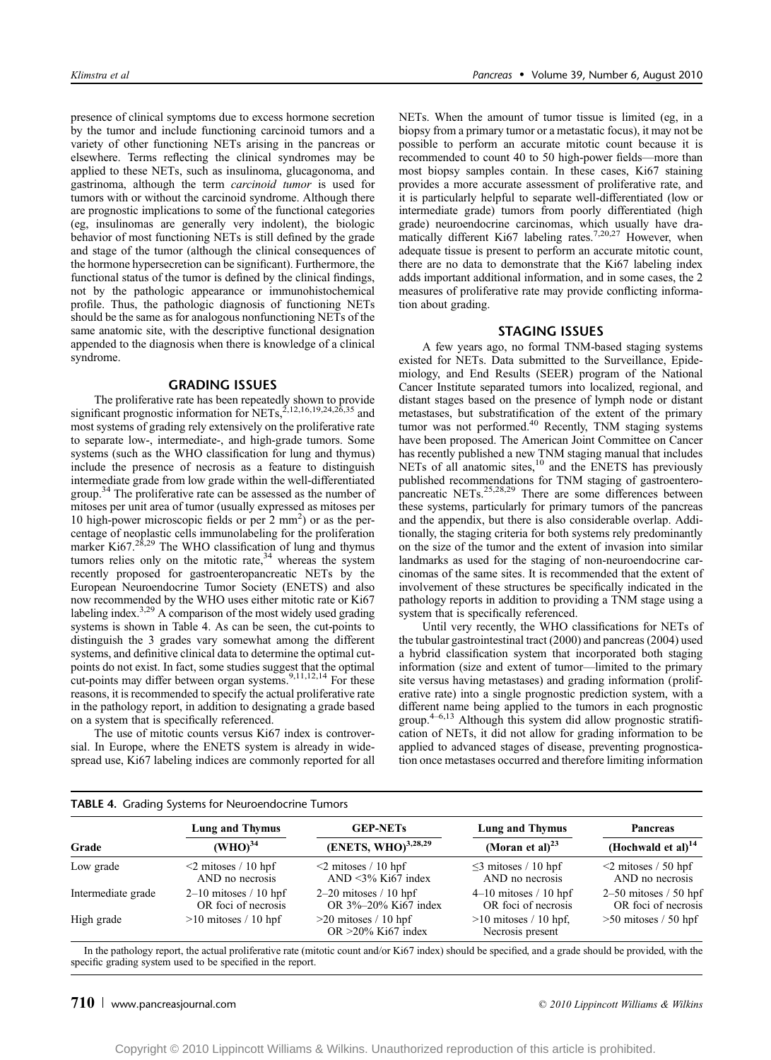presence of clinical symptoms due to excess hormone secretion by the tumor and include functioning carcinoid tumors and a variety of other functioning NETs arising in the pancreas or elsewhere. Terms reflecting the clinical syndromes may be applied to these NETs, such as insulinoma, glucagonoma, and gastrinoma, although the term *carcinoid tumor* is used for tumors with or without the carcinoid syndrome. Although there are prognostic implications to some of the functional categories (eg, insulinomas are generally very indolent), the biologic behavior of most functioning NETs is still defined by the grade and stage of the tumor (although the clinical consequences of the hormone hypersecretion can be significant). Furthermore, the functional status of the tumor is defined by the clinical findings, not by the pathologic appearance or immunohistochemical profile. Thus, the pathologic diagnosis of functioning NETs should be the same as for analogous nonfunctioning NETs of the same anatomic site, with the descriptive functional designation appended to the diagnosis when there is knowledge of a clinical syndrome.

## GRADING ISSUES

The proliferative rate has been repeatedly shown to provide significant prognostic information for NETs,[2,12,16,19,24,26,35] and most systems of grading rely extensively on the proliferative rate to separate low-, intermediate-, and high-grade tumors. Some systems (such as the WHO classification for lung and thymus) include the presence of necrosis as a feature to distinguish intermediate grade from low grade within the well-differentiated group.[34] The proliferative rate can be assessed as the number of mitoses per unit area of tumor (usually expressed as mitoses per 10 high-power microscopic fields or per 2 mm$^2$) or as the percentage of neoplastic cells immunolabeling for the proliferation marker Ki67.[28,29] The WHO classification of lung and thymus tumors relies only on the mitotic rate,[34] whereas the system recently proposed for gastroenteropancreatic NETs by the European Neuroendocrine Tumor Society (ENETS) and also now recommended by the WHO uses either mitotic rate or Ki67 labeling index.[3,29] A comparison of the most widely used grading systems is shown in Table 4. As can be seen, the cut-points to distinguish the 3 grades vary somewhat among the different systems, and definitive clinical data to determine the optimal cut-points do not exist. In fact, some studies suggest that the optimal cut-points may differ between organ systems.[9,11,12,14] For these reasons, it is recommended to specify the actual proliferative rate in the pathology report, in addition to designating a grade based on a system that is specifically referenced.

The use of mitotic counts versus Ki67 index is controversial. In Europe, where the ENETS system is already in widespread use, Ki67 labeling indices are commonly reported for all NETs. When the amount of tumor tissue is limited (eg, in a biopsy from a primary tumor or a metastatic focus), it may not be possible to perform an accurate mitotic count because it is recommended to count 40 to 50 high-power fields—more than most biopsy samples contain. In these cases, Ki67 staining provides a more accurate assessment of proliferative rate, and it is particularly helpful to separate well-differentiated (low or intermediate grade) tumors from poorly differentiated (high grade) neuroendocrine carcinomas, which usually have dramatically different Ki67 labeling rates.[7,20,27] However, when adequate tissue is present to perform an accurate mitotic count, there are no data to demonstrate that the Ki67 labeling index adds important additional information, and in some cases, the 2 measures of proliferative rate may provide conflicting information about grading.

## STAGING ISSUES

A few years ago, no formal TNM-based staging systems existed for NETs. Data submitted to the Surveillance, Epidemiology, and End Results (SEER) program of the National Cancer Institute separated tumors into localized, regional, and distant stages based on the presence of lymph node or distant metastases, but substratification of the extent of the primary tumor was not performed.[40] Recently, TNM staging systems have been proposed. The American Joint Committee on Cancer has recently published a new TNM staging manual that includes NETs of all anatomic sites,[10] and the ENETS has previously published recommendations for TNM staging of gastroenteropancreatic NETs.[25,28,29] There are some differences between these systems, particularly for primary tumors of the pancreas and the appendix, but there is also considerable overlap. Additionally, the staging criteria for both systems rely predominantly on the size of the tumor and the extent of invasion into similar landmarks as used for the staging of non-neuroendocrine carcinomas of the same sites. It is recommended that the extent of involvement of these structures be specifically indicated in the pathology reports in addition to providing a TNM stage using a system that is specifically referenced.

Until very recently, the WHO classifications for NETs of the tubular gastrointestinal tract (2000) and pancreas (2004) used a hybrid classification system that incorporated both staging information (size and extent of tumor—limited to the primary site versus having metastases) and grading information (proliferative rate) into a single prognostic prediction system, with a different name being applied to the tumors in each prognostic group.[4–6,13] Although this system did allow prognostic stratification of NETs, it did not allow for grading information to be applied to advanced stages of disease, preventing prognostication once metastases occurred and therefore limiting information

**TABLE 4.** Grading Systems for Neuroendocrine Tumors

| Grade | Lung and Thymus (WHO)[34] | GEP-NETs (ENETS, WHO)[3,28,29] | Lung and Thymus (Moran et al)[23] | Pancreas (Hochwald et al)[14] |
|---|---|---|---|---|
| Low grade | <2 mitoses / 10 hpf AND no necrosis | <2 mitoses / 10 hpf AND <3% Ki67 index | ≤3 mitoses / 10 hpf AND no necrosis | <2 mitoses / 50 hpf AND no necrosis |
| Intermediate grade | 2–10 mitoses / 10 hpf OR foci of necrosis | 2–20 mitoses / 10 hpf OR 3%–20% Ki67 index | 4–10 mitoses / 10 hpf OR foci of necrosis | 2–50 mitoses / 50 hpf OR foci of necrosis |
| High grade | >10 mitoses / 10 hpf | >20 mitoses / 10 hpf OR >20% Ki67 index | >10 mitoses / 10 hpf, Necrosis present | >50 mitoses / 50 hpf |

In the pathology report, the actual proliferative rate (mitotic count and/or Ki67 index) should be specified, and a grade should be provided, with the specific grading system used to be specified in the report.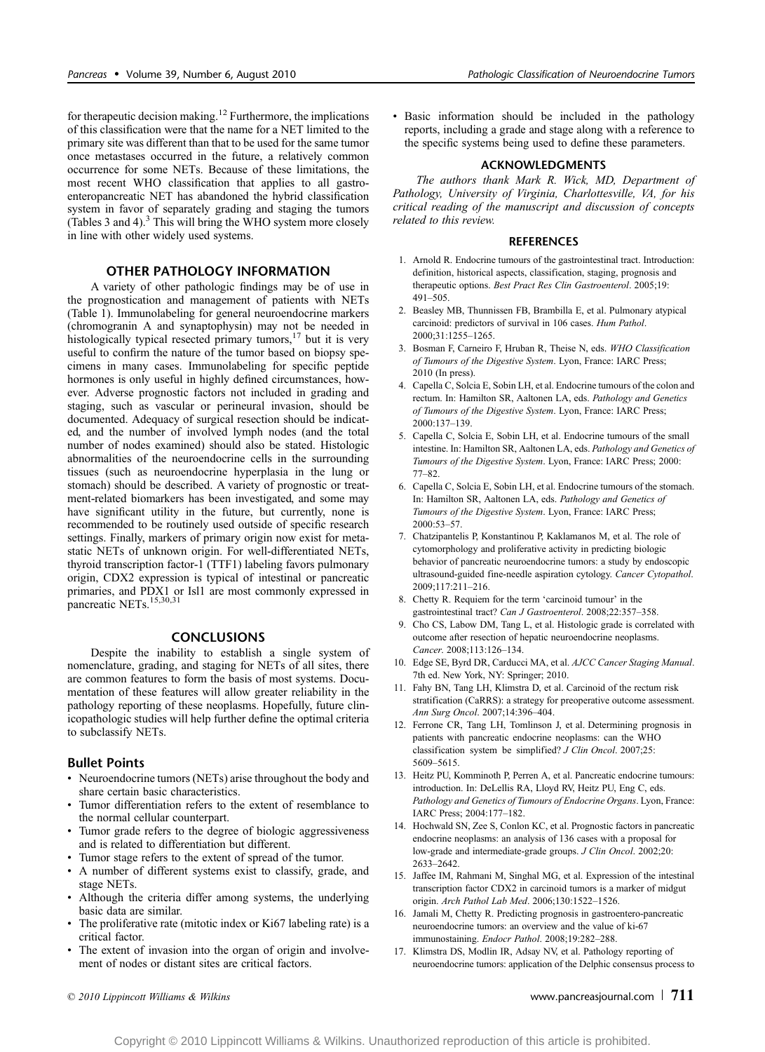for therapeutic decision making.[12] Furthermore, the implications of this classification were that the name for a NET limited to the primary site was different than that to be used for the same tumor once metastases occurred in the future, a relatively common occurrence for some NETs. Because of these limitations, the most recent WHO classification that applies to all gastroenteropancreatic NET has abandoned the hybrid classification system in favor of separately grading and staging the tumors (Tables 3 and 4).[3] This will bring the WHO system more closely in line with other widely used systems.

## OTHER PATHOLOGY INFORMATION

A variety of other pathologic findings may be of use in the prognostication and management of patients with NETs (Table 1). Immunolabeling for general neuroendocrine markers (chromogranin A and synaptophysin) may not be needed in histologically typical resected primary tumors,[17] but it is very useful to confirm the nature of the tumor based on biopsy specimens in many cases. Immunolabeling for specific peptide hormones is only useful in highly defined circumstances, however. Adverse prognostic factors not included in grading and staging, such as vascular or perineural invasion, should be documented. Adequacy of surgical resection should be indicated, and the number of involved lymph nodes (and the total number of nodes examined) should also be stated. Histologic abnormalities of the neuroendocrine cells in the surrounding tissues (such as neuroendocrine hyperplasia in the lung or stomach) should be described. A variety of prognostic or treatment-related biomarkers has been investigated, and some may have significant utility in the future, but currently, none is recommended to be routinely used outside of specific research settings. Finally, markers of primary origin now exist for metastatic NETs of unknown origin. For well-differentiated NETs, thyroid transcription factor-1 (TTF1) labeling favors pulmonary origin, CDX2 expression is typical of intestinal or pancreatic primaries, and PDX1 or Isl1 are most commonly expressed in pancreatic NETs.[15,30,31]

## CONCLUSIONS

Despite the inability to establish a single system of nomenclature, grading, and staging for NETs of all sites, there are common features to form the basis of most systems. Documentation of these features will allow greater reliability in the pathology reporting of these neoplasms. Hopefully, future clinicopathologic studies will help further define the optimal criteria to subclassify NETs.

### Bullet Points

- Neuroendocrine tumors (NETs) arise throughout the body and share certain basic characteristics.
- Tumor differentiation refers to the extent of resemblance to the normal cellular counterpart.
- Tumor grade refers to the degree of biologic aggressiveness and is related to differentiation but different.
- Tumor stage refers to the extent of spread of the tumor.
- A number of different systems exist to classify, grade, and stage NETs.
- Although the criteria differ among systems, the underlying basic data are similar.
- The proliferative rate (mitotic index or Ki67 labeling rate) is a critical factor.
- The extent of invasion into the organ of origin and involvement of nodes or distant sites are critical factors.
- Basic information should be included in the pathology reports, including a grade and stage along with a reference to the specific systems being used to define these parameters.

## ACKNOWLEDGMENTS

*The authors thank Mark R. Wick, MD, Department of Pathology, University of Virginia, Charlottesville, VA, for his critical reading of the manuscript and discussion of concepts related to this review.*

## REFERENCES

1. Arnold R. Endocrine tumours of the gastrointestinal tract. Introduction: definition, historical aspects, classification, staging, prognosis and therapeutic options. *Best Pract Res Clin Gastroenterol*. 2005;19: 491–505.
2. Beasley MB, Thunnissen FB, Brambilla E, et al. Pulmonary atypical carcinoid: predictors of survival in 106 cases. *Hum Pathol*. 2000;31:1255–1265.
3. Bosman F, Carneiro F, Hruban R, Theise N, eds. *WHO Classification of Tumours of the Digestive System*. Lyon, France: IARC Press; 2010 (In press).
4. Capella C, Solcia E, Sobin LH, et al. Endocrine tumours of the colon and rectum. In: Hamilton SR, Aaltonen LA, eds. *Pathology and Genetics of Tumours of the Digestive System*. Lyon, France: IARC Press; 2000:137–139.
5. Capella C, Solcia E, Sobin LH, et al. Endocrine tumours of the small intestine. In: Hamilton SR, Aaltonen LA, eds. *Pathology and Genetics of Tumours of the Digestive System*. Lyon, France: IARC Press; 2000: 77–82.
6. Capella C, Solcia E, Sobin LH, et al. Endocrine tumours of the stomach. In: Hamilton SR, Aaltonen LA, eds. *Pathology and Genetics of Tumours of the Digestive System*. Lyon, France: IARC Press; 2000:53–57.
7. Chatzipantelis P, Konstantinou P, Kaklamanos M, et al. The role of cytomorphology and proliferative activity in predicting biologic behavior of pancreatic neuroendocrine tumors: a study by endoscopic ultrasound-guided fine-needle aspiration cytology. *Cancer Cytopathol*. 2009;117:211–216.
8. Chetty R. Requiem for the term 'carcinoid tumour' in the gastrointestinal tract? *Can J Gastroenterol*. 2008;22:357–358.
9. Cho CS, Labow DM, Tang L, et al. Histologic grade is correlated with outcome after resection of hepatic neuroendocrine neoplasms. *Cancer*. 2008;113:126–134.
10. Edge SE, Byrd DR, Carducci MA, et al. *AJCC Cancer Staging Manual*. 7th ed. New York, NY: Springer; 2010.
11. Fahy BN, Tang LH, Klimstra D, et al. Carcinoid of the rectum risk stratification (CaRRS): a strategy for preoperative outcome assessment. *Ann Surg Oncol*. 2007;14:396–404.
12. Ferrone CR, Tang LH, Tomlinson J, et al. Determining prognosis in patients with pancreatic endocrine neoplasms: can the WHO classification system be simplified? *J Clin Oncol*. 2007;25: 5609–5615.
13. Heitz PU, Komminoth P, Perren A, et al. Pancreatic endocrine tumours: introduction. In: DeLellis RA, Lloyd RV, Heitz PU, Eng C, eds. *Pathology and Genetics of Tumours of Endocrine Organs*. Lyon, France: IARC Press; 2004:177–182.
14. Hochwald SN, Zee S, Conlon KC, et al. Prognostic factors in pancreatic endocrine neoplasms: an analysis of 136 cases with a proposal for low-grade and intermediate-grade groups. *J Clin Oncol*. 2002;20: 2633–2642.
15. Jaffee IM, Rahmani M, Singhal MG, et al. Expression of the intestinal transcription factor CDX2 in carcinoid tumors is a marker of midgut origin. *Arch Pathol Lab Med*. 2006;130:1522–1526.
16. Jamali M, Chetty R. Predicting prognosis in gastroentero-pancreatic neuroendocrine tumors: an overview and the value of ki-67 immunostaining. *Endocr Pathol*. 2008;19:282–288.
17. Klimstra DS, Modlin IR, Adsay NV, et al. Pathology reporting of neuroendocrine tumors: application of the Delphic consensus process to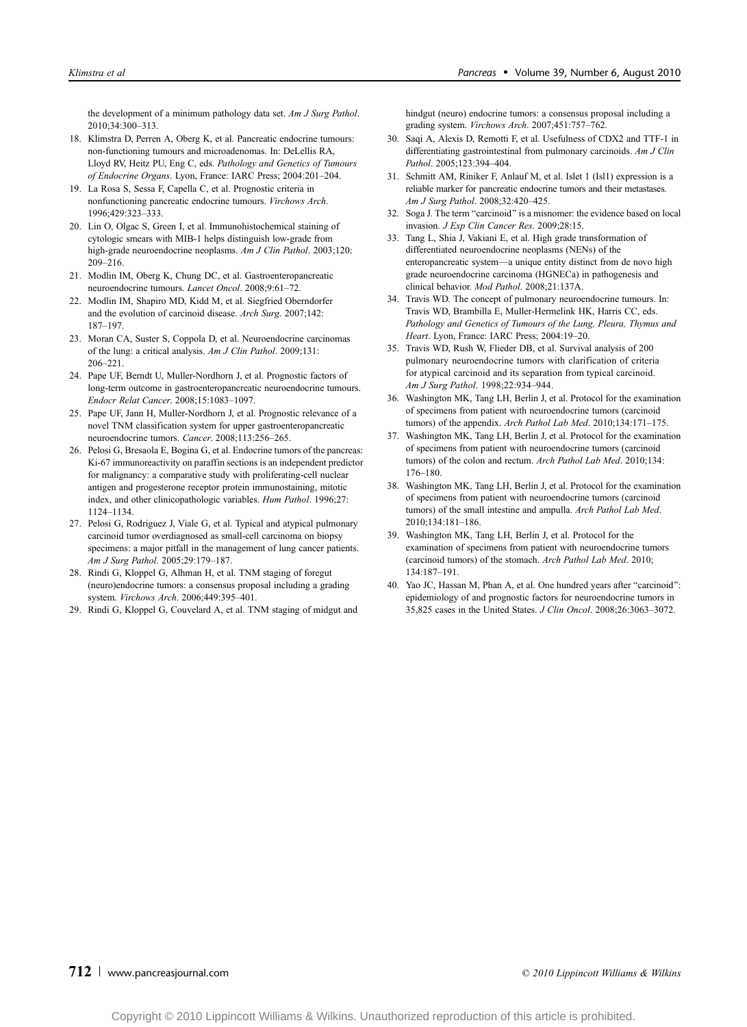the development of a minimum pathology data set. *Am J Surg Pathol*. 2010;34:300–313.

18. Klimstra D, Perren A, Oberg K, et al. Pancreatic endocrine tumours: non-functioning tumours and microadenomas. In: DeLellis RA, Lloyd RV, Heitz PU, Eng C, eds. *Pathology and Genetics of Tumours of Endocrine Organs*. Lyon, France: IARC Press; 2004:201–204.
19. La Rosa S, Sessa F, Capella C, et al. Prognostic criteria in nonfunctioning pancreatic endocrine tumours. *Virchows Arch*. 1996;429:323–333.
20. Lin O, Olgac S, Green I, et al. Immunohistochemical staining of cytologic smears with MIB-1 helps distinguish low-grade from high-grade neuroendocrine neoplasms. *Am J Clin Pathol*. 2003;120: 209–216.
21. Modlin IM, Oberg K, Chung DC, et al. Gastroenteropancreatic neuroendocrine tumours. *Lancet Oncol*. 2008;9:61–72.
22. Modlin IM, Shapiro MD, Kidd M, et al. Siegfried Oberndorfer and the evolution of carcinoid disease. *Arch Surg*. 2007;142: 187–197.
23. Moran CA, Suster S, Coppola D, et al. Neuroendocrine carcinomas of the lung: a critical analysis. *Am J Clin Pathol*. 2009;131: 206–221.
24. Pape UF, Berndt U, Muller-Nordhorn J, et al. Prognostic factors of long-term outcome in gastroenteropancreatic neuroendocrine tumours. *Endocr Relat Cancer*. 2008;15:1083–1097.
25. Pape UF, Jann H, Muller-Nordhorn J, et al. Prognostic relevance of a novel TNM classification system for upper gastroenteropancreatic neuroendocrine tumors. *Cancer*. 2008;113:256–265.
26. Pelosi G, Bresaola E, Bogina G, et al. Endocrine tumors of the pancreas: Ki-67 immunoreactivity on paraffin sections is an independent predictor for malignancy: a comparative study with proliferating-cell nuclear antigen and progesterone receptor protein immunostaining, mitotic index, and other clinicopathologic variables. *Hum Pathol*. 1996;27: 1124–1134.
27. Pelosi G, Rodriguez J, Viale G, et al. Typical and atypical pulmonary carcinoid tumor overdiagnosed as small-cell carcinoma on biopsy specimens: a major pitfall in the management of lung cancer patients. *Am J Surg Pathol*. 2005;29:179–187.
28. Rindi G, Kloppel G, Alhman H, et al. TNM staging of foregut (neuro)endocrine tumors: a consensus proposal including a grading system. *Virchows Arch*. 2006;449:395–401.
29. Rindi G, Kloppel G, Couvelard A, et al. TNM staging of midgut and hindgut (neuro) endocrine tumors: a consensus proposal including a grading system. *Virchows Arch*. 2007;451:757–762.
30. Saqi A, Alexis D, Remotti F, et al. Usefulness of CDX2 and TTF-1 in differentiating gastrointestinal from pulmonary carcinoids. *Am J Clin Pathol*. 2005;123:394–404.
31. Schmitt AM, Riniker F, Anlauf M, et al. Islet 1 (Isl1) expression is a reliable marker for pancreatic endocrine tumors and their metastases. *Am J Surg Pathol*. 2008;32:420–425.
32. Soga J. The term "carcinoid" is a misnomer: the evidence based on local invasion. *J Exp Clin Cancer Res*. 2009;28:15.
33. Tang L, Shia J, Vakiani E, et al. High grade transformation of differentiated neuroendocrine neoplasms (NENs) of the enteropancreatic system—a unique entity distinct from de novo high grade neuroendocrine carcinoma (HGNECa) in pathogenesis and clinical behavior. *Mod Pathol*. 2008;21:137A.
34. Travis WD. The concept of pulmonary neuroendocrine tumours. In: Travis WD, Brambilla E, Muller-Hermelink HK, Harris CC, eds. *Pathology and Genetics of Tumours of the Lung, Pleura, Thymus and Heart*. Lyon, France: IARC Press; 2004:19–20.
35. Travis WD, Rush W, Flieder DB, et al. Survival analysis of 200 pulmonary neuroendocrine tumors with clarification of criteria for atypical carcinoid and its separation from typical carcinoid. *Am J Surg Pathol*. 1998;22:934–944.
36. Washington MK, Tang LH, Berlin J, et al. Protocol for the examination of specimens from patient with neuroendocrine tumors (carcinoid tumors) of the appendix. *Arch Pathol Lab Med*. 2010;134:171–175.
37. Washington MK, Tang LH, Berlin J, et al. Protocol for the examination of specimens from patient with neuroendocrine tumors (carcinoid tumors) of the colon and rectum. *Arch Pathol Lab Med*. 2010;134: 176–180.
38. Washington MK, Tang LH, Berlin J, et al. Protocol for the examination of specimens from patient with neuroendocrine tumors (carcinoid tumors) of the small intestine and ampulla. *Arch Pathol Lab Med*. 2010;134:181–186.
39. Washington MK, Tang LH, Berlin J, et al. Protocol for the examination of specimens from patient with neuroendocrine tumors (carcinoid tumors) of the stomach. *Arch Pathol Lab Med*. 2010; 134:187–191.
40. Yao JC, Hassan M, Phan A, et al. One hundred years after "carcinoid": epidemiology of and prognostic factors for neuroendocrine tumors in 35,825 cases in the United States. *J Clin Oncol*. 2008;26:3063–3072.